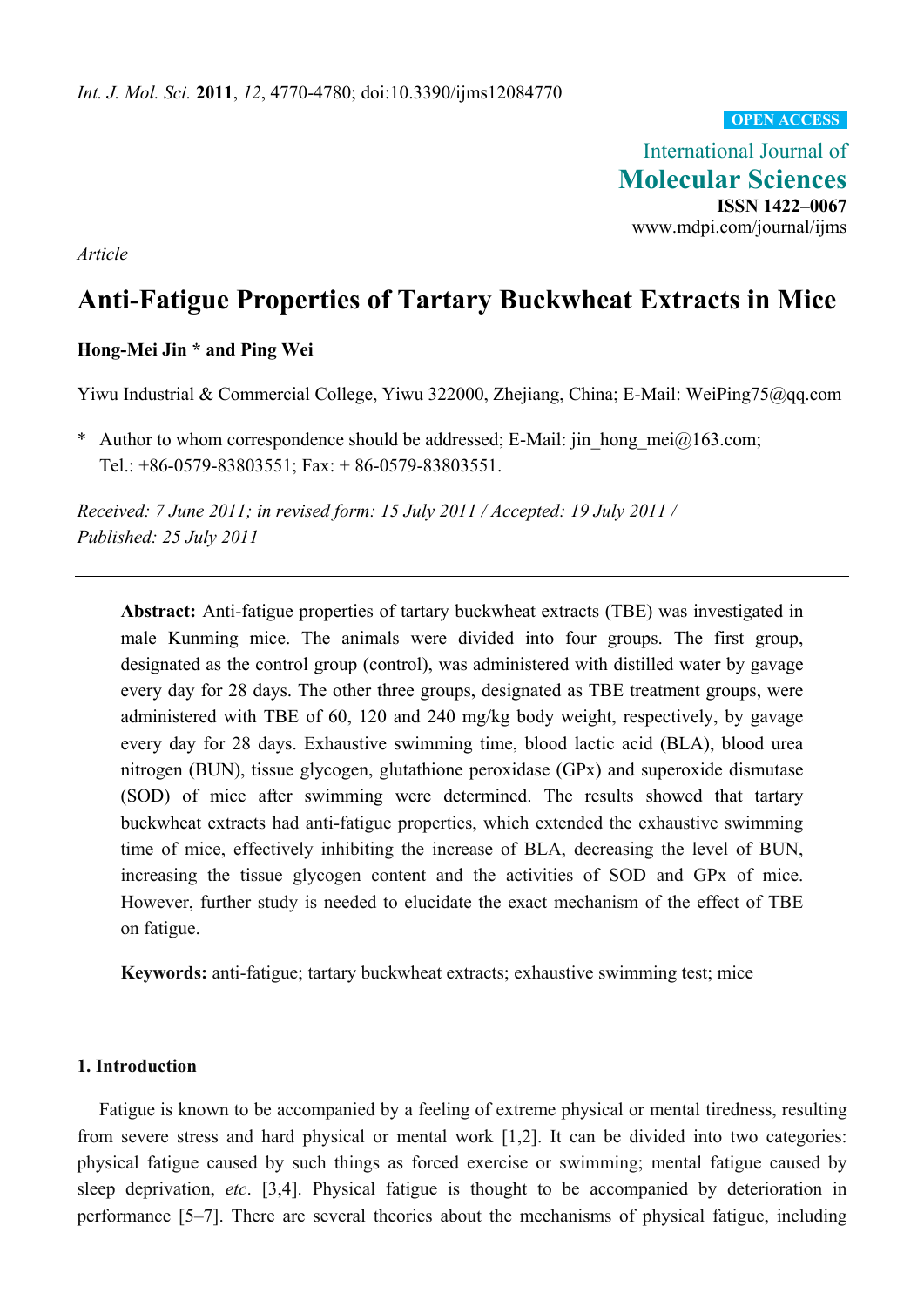*Int. J. Mol. Sci.* **2011**, *12*, 4770-4780; doi:10.3390/ijms12084770

**OPEN ACCESS**

International Journal of
**Molecular Sciences**
**ISSN 1422–0067**
www.mdpi.com/journal/ijms

*Article*

# Anti-Fatigue Properties of Tartary Buckwheat Extracts in Mice

**Hong-Mei Jin * and Ping Wei**

Yiwu Industrial & Commercial College, Yiwu 322000, Zhejiang, China; E-Mail: WeiPing75@qq.com

\* Author to whom correspondence should be addressed; E-Mail: jin_hong_mei@163.com; Tel.: +86-0579-83803551; Fax: + 86-0579-83803551.

*Received: 7 June 2011; in revised form: 15 July 2011 / Accepted: 19 July 2011 / Published: 25 July 2011*

---

**Abstract:** Anti-fatigue properties of tartary buckwheat extracts (TBE) was investigated in male Kunming mice. The animals were divided into four groups. The first group, designated as the control group (control), was administered with distilled water by gavage every day for 28 days. The other three groups, designated as TBE treatment groups, were administered with TBE of 60, 120 and 240 mg/kg body weight, respectively, by gavage every day for 28 days. Exhaustive swimming time, blood lactic acid (BLA), blood urea nitrogen (BUN), tissue glycogen, glutathione peroxidase (GPx) and superoxide dismutase (SOD) of mice after swimming were determined. The results showed that tartary buckwheat extracts had anti-fatigue properties, which extended the exhaustive swimming time of mice, effectively inhibiting the increase of BLA, decreasing the level of BUN, increasing the tissue glycogen content and the activities of SOD and GPx of mice. However, further study is needed to elucidate the exact mechanism of the effect of TBE on fatigue.

**Keywords:** anti-fatigue; tartary buckwheat extracts; exhaustive swimming test; mice

---

## 1. Introduction

Fatigue is known to be accompanied by a feeling of extreme physical or mental tiredness, resulting from severe stress and hard physical or mental work [1,2]. It can be divided into two categories: physical fatigue caused by such things as forced exercise or swimming; mental fatigue caused by sleep deprivation, *etc*. [3,4]. Physical fatigue is thought to be accompanied by deterioration in performance [5–7]. There are several theories about the mechanisms of physical fatigue, including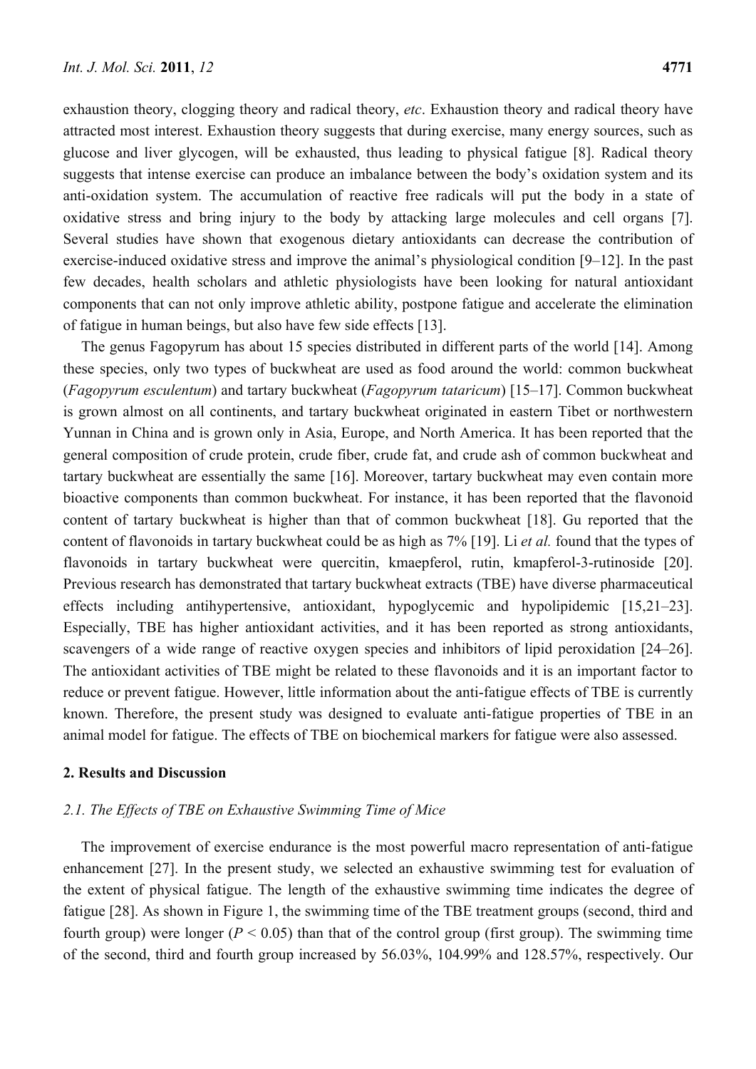exhaustion theory, clogging theory and radical theory, *etc*. Exhaustion theory and radical theory have attracted most interest. Exhaustion theory suggests that during exercise, many energy sources, such as glucose and liver glycogen, will be exhausted, thus leading to physical fatigue [8]. Radical theory suggests that intense exercise can produce an imbalance between the body's oxidation system and its anti-oxidation system. The accumulation of reactive free radicals will put the body in a state of oxidative stress and bring injury to the body by attacking large molecules and cell organs [7]. Several studies have shown that exogenous dietary antioxidants can decrease the contribution of exercise-induced oxidative stress and improve the animal's physiological condition [9–12]. In the past few decades, health scholars and athletic physiologists have been looking for natural antioxidant components that can not only improve athletic ability, postpone fatigue and accelerate the elimination of fatigue in human beings, but also have few side effects [13].

The genus Fagopyrum has about 15 species distributed in different parts of the world [14]. Among these species, only two types of buckwheat are used as food around the world: common buckwheat (*Fagopyrum esculentum*) and tartary buckwheat (*Fagopyrum tataricum*) [15–17]. Common buckwheat is grown almost on all continents, and tartary buckwheat originated in eastern Tibet or northwestern Yunnan in China and is grown only in Asia, Europe, and North America. It has been reported that the general composition of crude protein, crude fiber, crude fat, and crude ash of common buckwheat and tartary buckwheat are essentially the same [16]. Moreover, tartary buckwheat may even contain more bioactive components than common buckwheat. For instance, it has been reported that the flavonoid content of tartary buckwheat is higher than that of common buckwheat [18]. Gu reported that the content of flavonoids in tartary buckwheat could be as high as 7% [19]. Li *et al.* found that the types of flavonoids in tartary buckwheat were quercitin, kmaepferol, rutin, kmapferol-3-rutinoside [20]. Previous research has demonstrated that tartary buckwheat extracts (TBE) have diverse pharmaceutical effects including antihypertensive, antioxidant, hypoglycemic and hypolipidemic [15,21–23]. Especially, TBE has higher antioxidant activities, and it has been reported as strong antioxidants, scavengers of a wide range of reactive oxygen species and inhibitors of lipid peroxidation [24–26]. The antioxidant activities of TBE might be related to these flavonoids and it is an important factor to reduce or prevent fatigue. However, little information about the anti-fatigue effects of TBE is currently known. Therefore, the present study was designed to evaluate anti-fatigue properties of TBE in an animal model for fatigue. The effects of TBE on biochemical markers for fatigue were also assessed.

## 2. Results and Discussion

### 2.1. The Effects of TBE on Exhaustive Swimming Time of Mice

The improvement of exercise endurance is the most powerful macro representation of anti-fatigue enhancement [27]. In the present study, we selected an exhaustive swimming test for evaluation of the extent of physical fatigue. The length of the exhaustive swimming time indicates the degree of fatigue [28]. As shown in Figure 1, the swimming time of the TBE treatment groups (second, third and fourth group) were longer ($P < 0.05$) than that of the control group (first group). The swimming time of the second, third and fourth group increased by 56.03%, 104.99% and 128.57%, respectively. Our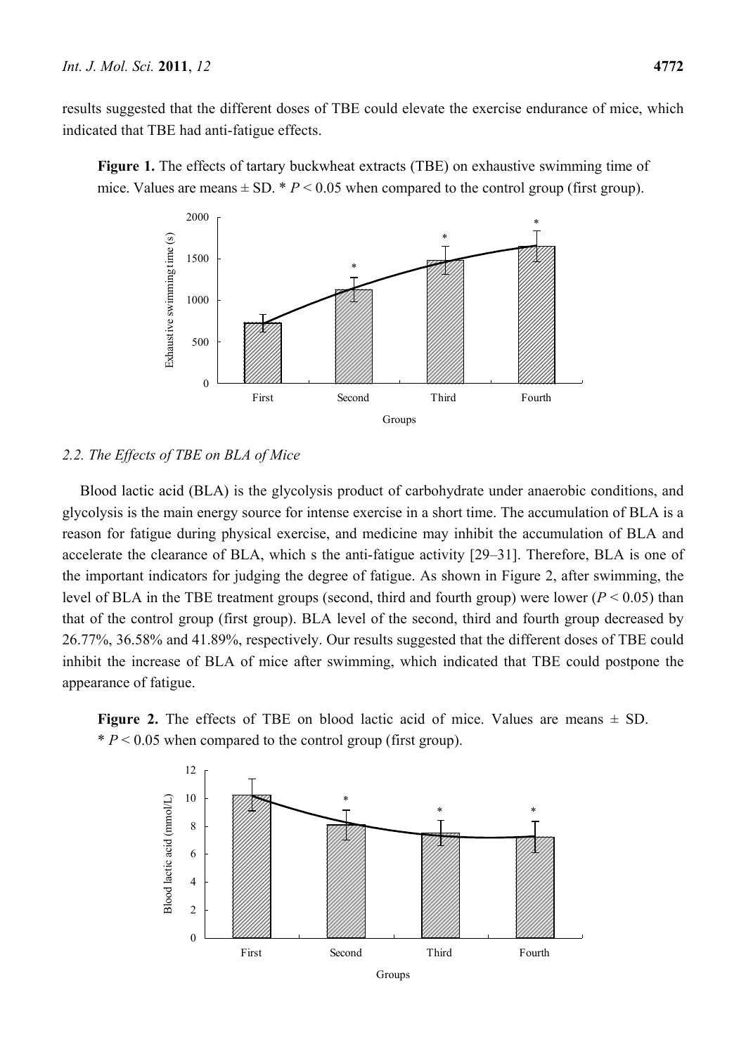results suggested that the different doses of TBE could elevate the exercise endurance of mice, which indicated that TBE had anti-fatigue effects.

**Figure 1.** The effects of tartary buckwheat extracts (TBE) on exhaustive swimming time of mice. Values are means ± SD. * $P < 0.05$ when compared to the control group (first group).

### 2.2. The Effects of TBE on BLA of Mice

Blood lactic acid (BLA) is the glycolysis product of carbohydrate under anaerobic conditions, and glycolysis is the main energy source for intense exercise in a short time. The accumulation of BLA is a reason for fatigue during physical exercise, and medicine may inhibit the accumulation of BLA and accelerate the clearance of BLA, which s the anti-fatigue activity [29–31]. Therefore, BLA is one of the important indicators for judging the degree of fatigue. As shown in Figure 2, after swimming, the level of BLA in the TBE treatment groups (second, third and fourth group) were lower ($P < 0.05$) than that of the control group (first group). BLA level of the second, third and fourth group decreased by 26.77%, 36.58% and 41.89%, respectively. Our results suggested that the different doses of TBE could inhibit the increase of BLA of mice after swimming, which indicated that TBE could postpone the appearance of fatigue.

**Figure 2.** The effects of TBE on blood lactic acid of mice. Values are means ± SD. * $P < 0.05$ when compared to the control group (first group).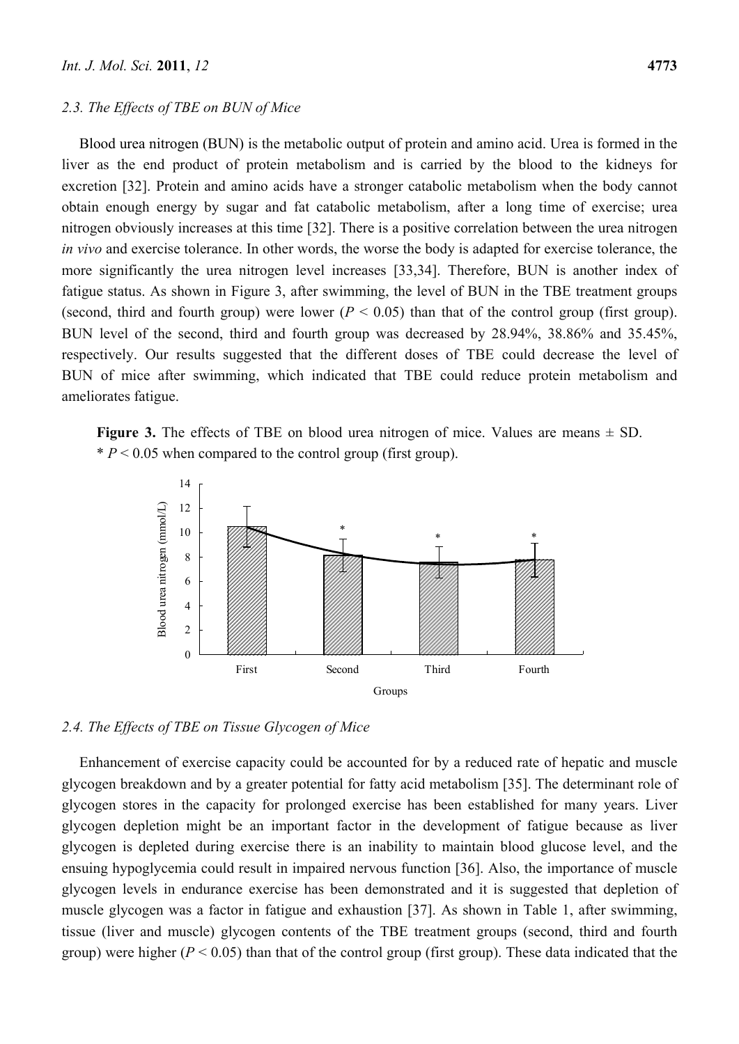### 2.3. The Effects of TBE on BUN of Mice

Blood urea nitrogen (BUN) is the metabolic output of protein and amino acid. Urea is formed in the liver as the end product of protein metabolism and is carried by the blood to the kidneys for excretion [32]. Protein and amino acids have a stronger catabolic metabolism when the body cannot obtain enough energy by sugar and fat catabolic metabolism, after a long time of exercise; urea nitrogen obviously increases at this time [32]. There is a positive correlation between the urea nitrogen *in vivo* and exercise tolerance. In other words, the worse the body is adapted for exercise tolerance, the more significantly the urea nitrogen level increases [33,34]. Therefore, BUN is another index of fatigue status. As shown in Figure 3, after swimming, the level of BUN in the TBE treatment groups (second, third and fourth group) were lower ($P < 0.05$) than that of the control group (first group). BUN level of the second, third and fourth group was decreased by 28.94%, 38.86% and 35.45%, respectively. Our results suggested that the different doses of TBE could decrease the level of BUN of mice after swimming, which indicated that TBE could reduce protein metabolism and ameliorates fatigue.

**Figure 3.** The effects of TBE on blood urea nitrogen of mice. Values are means ± SD. * $P < 0.05$ when compared to the control group (first group).

### 2.4. The Effects of TBE on Tissue Glycogen of Mice

Enhancement of exercise capacity could be accounted for by a reduced rate of hepatic and muscle glycogen breakdown and by a greater potential for fatty acid metabolism [35]. The determinant role of glycogen stores in the capacity for prolonged exercise has been established for many years. Liver glycogen depletion might be an important factor in the development of fatigue because as liver glycogen is depleted during exercise there is an inability to maintain blood glucose level, and the ensuing hypoglycemia could result in impaired nervous function [36]. Also, the importance of muscle glycogen levels in endurance exercise has been demonstrated and it is suggested that depletion of muscle glycogen was a factor in fatigue and exhaustion [37]. As shown in Table 1, after swimming, tissue (liver and muscle) glycogen contents of the TBE treatment groups (second, third and fourth group) were higher ($P < 0.05$) than that of the control group (first group). These data indicated that the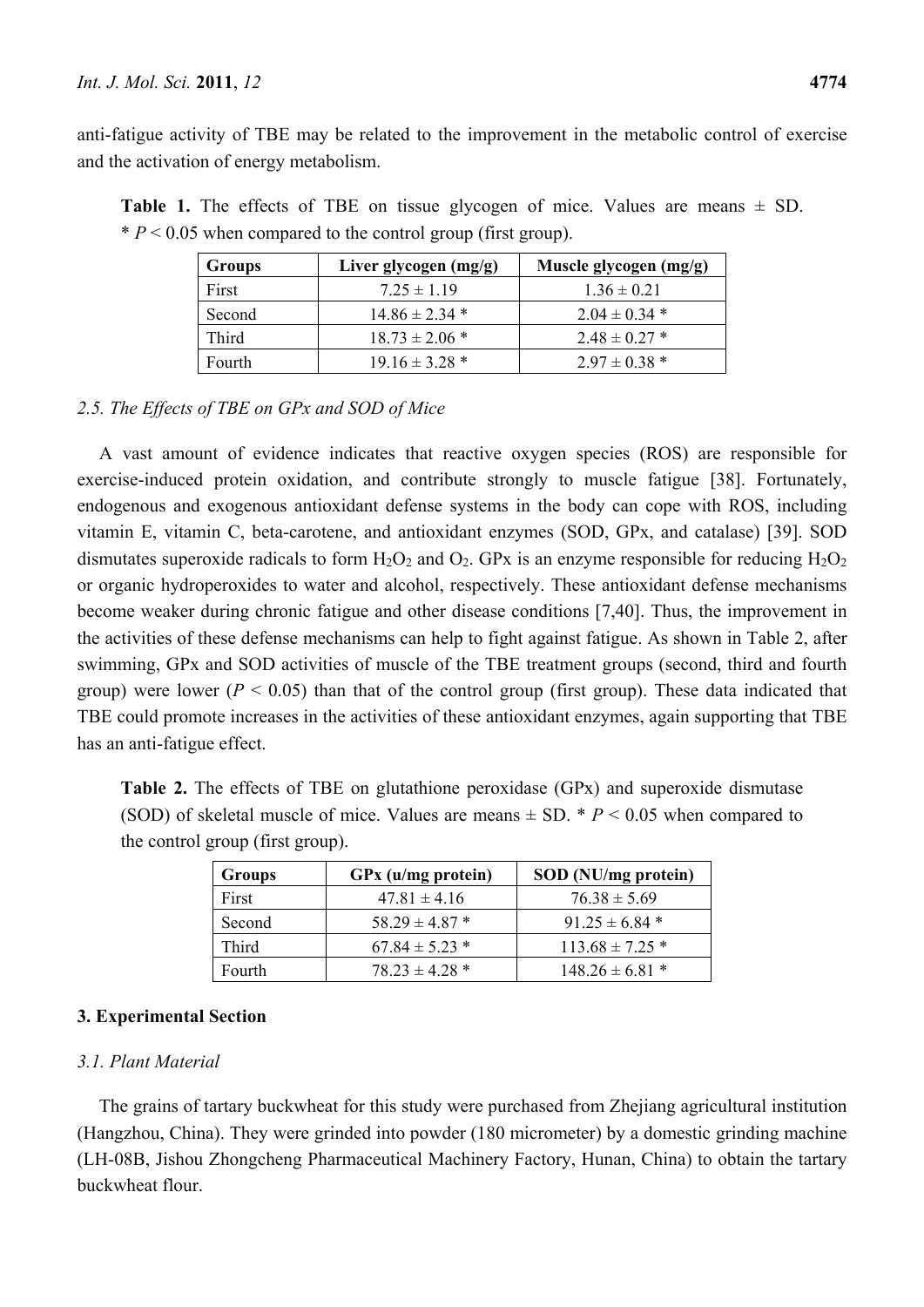anti-fatigue activity of TBE may be related to the improvement in the metabolic control of exercise and the activation of energy metabolism.

**Table 1.** The effects of TBE on tissue glycogen of mice. Values are means ± SD. * $P < 0.05$ when compared to the control group (first group).

| Groups | Liver glycogen (mg/g) | Muscle glycogen (mg/g) |
|---|---|---|
| First | 7.25 ± 1.19 | 1.36 ± 0.21 |
| Second | 14.86 ± 2.34 * | 2.04 ± 0.34 * |
| Third | 18.73 ± 2.06 * | 2.48 ± 0.27 * |
| Fourth | 19.16 ± 3.28 * | 2.97 ± 0.38 * |

### *2.5. The Effects of TBE on GPx and SOD of Mice*

A vast amount of evidence indicates that reactive oxygen species (ROS) are responsible for exercise-induced protein oxidation, and contribute strongly to muscle fatigue [38]. Fortunately, endogenous and exogenous antioxidant defense systems in the body can cope with ROS, including vitamin E, vitamin C, beta-carotene, and antioxidant enzymes (SOD, GPx, and catalase) [39]. SOD dismutates superoxide radicals to form $H_2O_2$ and $O_2$. GPx is an enzyme responsible for reducing $H_2O_2$ or organic hydroperoxides to water and alcohol, respectively. These antioxidant defense mechanisms become weaker during chronic fatigue and other disease conditions [7,40]. Thus, the improvement in the activities of these defense mechanisms can help to fight against fatigue. As shown in Table 2, after swimming, GPx and SOD activities of muscle of the TBE treatment groups (second, third and fourth group) were lower ($P < 0.05$) than that of the control group (first group). These data indicated that TBE could promote increases in the activities of these antioxidant enzymes, again supporting that TBE has an anti-fatigue effect.

**Table 2.** The effects of TBE on glutathione peroxidase (GPx) and superoxide dismutase (SOD) of skeletal muscle of mice. Values are means ± SD. * $P < 0.05$ when compared to the control group (first group).

| Groups | GPx (u/mg protein) | SOD (NU/mg protein) |
|---|---|---|
| First | 47.81 ± 4.16 | 76.38 ± 5.69 |
| Second | 58.29 ± 4.87 * | 91.25 ± 6.84 * |
| Third | 67.84 ± 5.23 * | 113.68 ± 7.25 * |
| Fourth | 78.23 ± 4.28 * | 148.26 ± 6.81 * |

## 3. Experimental Section

### *3.1. Plant Material*

The grains of tartary buckwheat for this study were purchased from Zhejiang agricultural institution (Hangzhou, China). They were grinded into powder (180 micrometer) by a domestic grinding machine (LH-08B, Jishou Zhongcheng Pharmaceutical Machinery Factory, Hunan, China) to obtain the tartary buckwheat flour.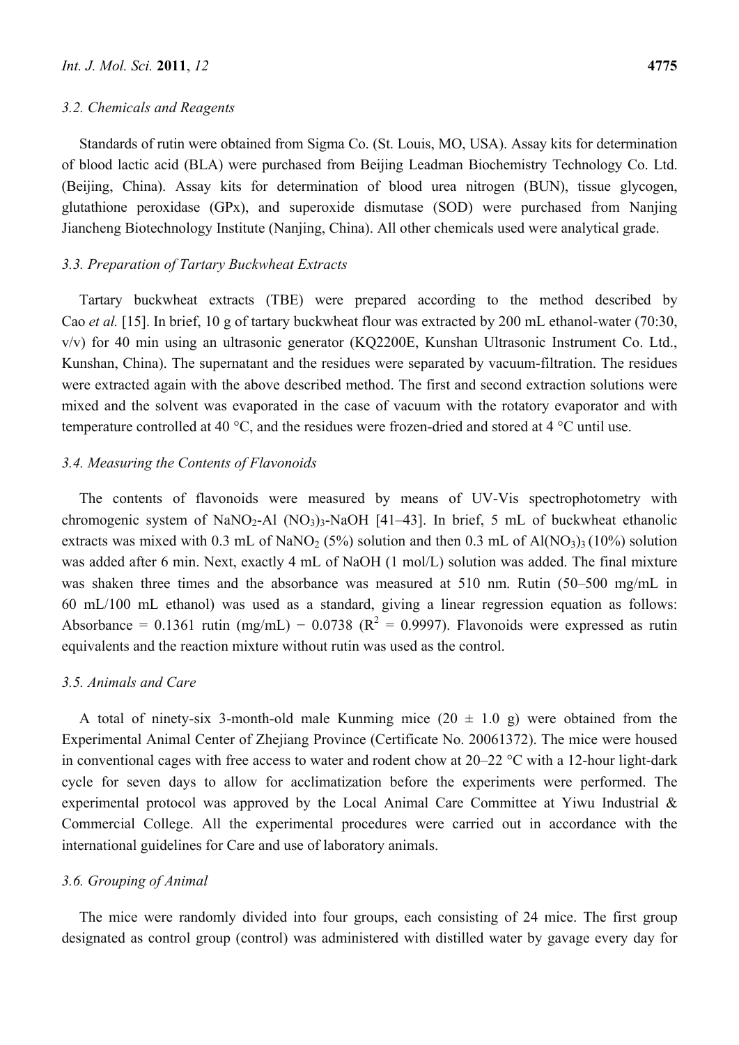### 3.2. Chemicals and Reagents

Standards of rutin were obtained from Sigma Co. (St. Louis, MO, USA). Assay kits for determination of blood lactic acid (BLA) were purchased from Beijing Leadman Biochemistry Technology Co. Ltd. (Beijing, China). Assay kits for determination of blood urea nitrogen (BUN), tissue glycogen, glutathione peroxidase (GPx), and superoxide dismutase (SOD) were purchased from Nanjing Jiancheng Biotechnology Institute (Nanjing, China). All other chemicals used were analytical grade.

### 3.3. Preparation of Tartary Buckwheat Extracts

Tartary buckwheat extracts (TBE) were prepared according to the method described by Cao *et al.* [15]. In brief, 10 g of tartary buckwheat flour was extracted by 200 mL ethanol-water (70:30, v/v) for 40 min using an ultrasonic generator (KQ2200E, Kunshan Ultrasonic Instrument Co. Ltd., Kunshan, China). The supernatant and the residues were separated by vacuum-filtration. The residues were extracted again with the above described method. The first and second extraction solutions were mixed and the solvent was evaporated in the case of vacuum with the rotatory evaporator and with temperature controlled at 40 °C, and the residues were frozen-dried and stored at 4 °C until use.

### 3.4. Measuring the Contents of Flavonoids

The contents of flavonoids were measured by means of UV-Vis spectrophotometry with chromogenic system of $NaNO_2$-Al $(NO_3)_3$-NaOH [41–43]. In brief, 5 mL of buckwheat ethanolic extracts was mixed with 0.3 mL of $NaNO_2$ (5%) solution and then 0.3 mL of $Al(NO_3)_3$ (10%) solution was added after 6 min. Next, exactly 4 mL of NaOH (1 mol/L) solution was added. The final mixture was shaken three times and the absorbance was measured at 510 nm. Rutin (50–500 mg/mL in 60 mL/100 mL ethanol) was used as a standard, giving a linear regression equation as follows: Absorbance = 0.1361 rutin (mg/mL) − 0.0738 ($R^2$ = 0.9997). Flavonoids were expressed as rutin equivalents and the reaction mixture without rutin was used as the control.

### 3.5. Animals and Care

A total of ninety-six 3-month-old male Kunming mice (20 ± 1.0 g) were obtained from the Experimental Animal Center of Zhejiang Province (Certificate No. 20061372). The mice were housed in conventional cages with free access to water and rodent chow at 20–22 °C with a 12-hour light-dark cycle for seven days to allow for acclimatization before the experiments were performed. The experimental protocol was approved by the Local Animal Care Committee at Yiwu Industrial & Commercial College. All the experimental procedures were carried out in accordance with the international guidelines for Care and use of laboratory animals.

### 3.6. Grouping of Animal

The mice were randomly divided into four groups, each consisting of 24 mice. The first group designated as control group (control) was administered with distilled water by gavage every day for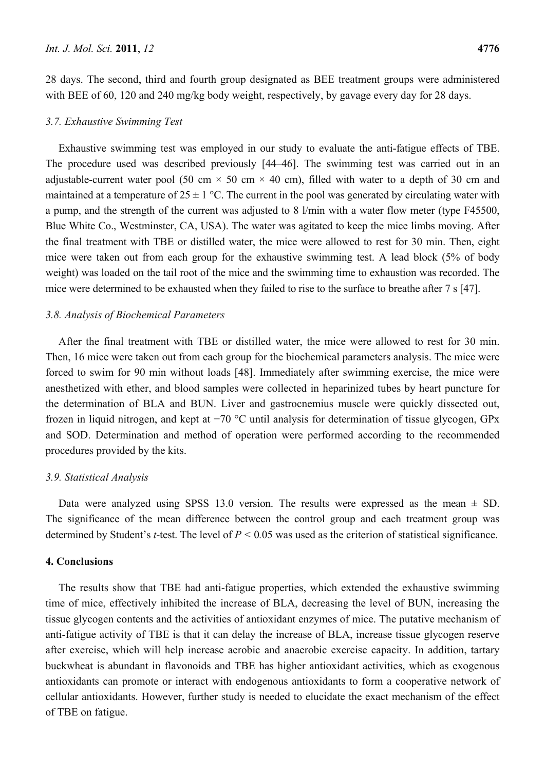28 days. The second, third and fourth group designated as BEE treatment groups were administered with BEE of 60, 120 and 240 mg/kg body weight, respectively, by gavage every day for 28 days.

### *3.7. Exhaustive Swimming Test*

Exhaustive swimming test was employed in our study to evaluate the anti-fatigue effects of TBE. The procedure used was described previously [44–46]. The swimming test was carried out in an adjustable-current water pool (50 cm × 50 cm × 40 cm), filled with water to a depth of 30 cm and maintained at a temperature of 25 ± 1 °C. The current in the pool was generated by circulating water with a pump, and the strength of the current was adjusted to 8 l/min with a water flow meter (type F45500, Blue White Co., Westminster, CA, USA). The water was agitated to keep the mice limbs moving. After the final treatment with TBE or distilled water, the mice were allowed to rest for 30 min. Then, eight mice were taken out from each group for the exhaustive swimming test. A lead block (5% of body weight) was loaded on the tail root of the mice and the swimming time to exhaustion was recorded. The mice were determined to be exhausted when they failed to rise to the surface to breathe after 7 s [47].

### *3.8. Analysis of Biochemical Parameters*

After the final treatment with TBE or distilled water, the mice were allowed to rest for 30 min. Then, 16 mice were taken out from each group for the biochemical parameters analysis. The mice were forced to swim for 90 min without loads [48]. Immediately after swimming exercise, the mice were anesthetized with ether, and blood samples were collected in heparinized tubes by heart puncture for the determination of BLA and BUN. Liver and gastrocnemius muscle were quickly dissected out, frozen in liquid nitrogen, and kept at −70 °C until analysis for determination of tissue glycogen, GPx and SOD. Determination and method of operation were performed according to the recommended procedures provided by the kits.

### *3.9. Statistical Analysis*

Data were analyzed using SPSS 13.0 version. The results were expressed as the mean ± SD. The significance of the mean difference between the control group and each treatment group was determined by Student's *t*-test. The level of $P < 0.05$ was used as the criterion of statistical significance.

## 4. Conclusions

The results show that TBE had anti-fatigue properties, which extended the exhaustive swimming time of mice, effectively inhibited the increase of BLA, decreasing the level of BUN, increasing the tissue glycogen contents and the activities of antioxidant enzymes of mice. The putative mechanism of anti-fatigue activity of TBE is that it can delay the increase of BLA, increase tissue glycogen reserve after exercise, which will help increase aerobic and anaerobic exercise capacity. In addition, tartary buckwheat is abundant in flavonoids and TBE has higher antioxidant activities, which as exogenous antioxidants can promote or interact with endogenous antioxidants to form a cooperative network of cellular antioxidants. However, further study is needed to elucidate the exact mechanism of the effect of TBE on fatigue.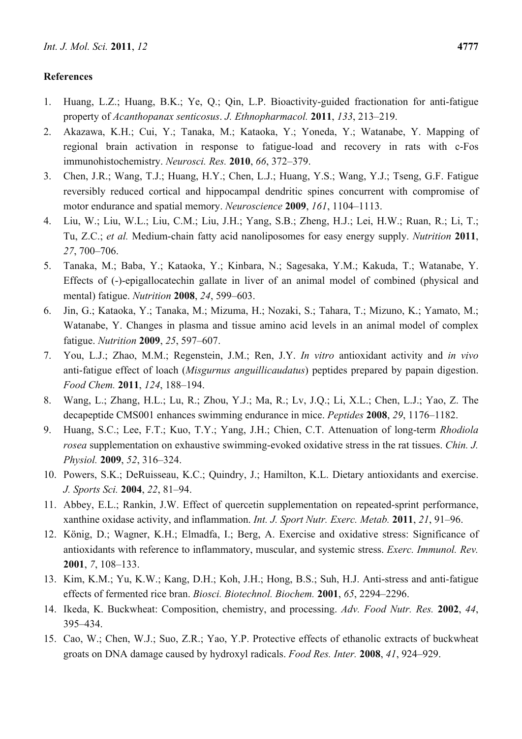## References

1. Huang, L.Z.; Huang, B.K.; Ye, Q.; Qin, L.P. Bioactivity-guided fractionation for anti-fatigue property of *Acanthopanax senticosus*. *J. Ethnopharmacol.* **2011**, *133*, 213–219.
2. Akazawa, K.H.; Cui, Y.; Tanaka, M.; Kataoka, Y.; Yoneda, Y.; Watanabe, Y. Mapping of regional brain activation in response to fatigue-load and recovery in rats with c-Fos immunohistochemistry. *Neurosci. Res.* **2010**, *66*, 372–379.
3. Chen, J.R.; Wang, T.J.; Huang, H.Y.; Chen, L.J.; Huang, Y.S.; Wang, Y.J.; Tseng, G.F. Fatigue reversibly reduced cortical and hippocampal dendritic spines concurrent with compromise of motor endurance and spatial memory. *Neuroscience* **2009**, *161*, 1104–1113.
4. Liu, W.; Liu, W.L.; Liu, C.M.; Liu, J.H.; Yang, S.B.; Zheng, H.J.; Lei, H.W.; Ruan, R.; Li, T.; Tu, Z.C.; *et al.* Medium-chain fatty acid nanoliposomes for easy energy supply. *Nutrition* **2011**, *27*, 700–706.
5. Tanaka, M.; Baba, Y.; Kataoka, Y.; Kinbara, N.; Sagesaka, Y.M.; Kakuda, T.; Watanabe, Y. Effects of (-)-epigallocatechin gallate in liver of an animal model of combined (physical and mental) fatigue. *Nutrition* **2008**, *24*, 599–603.
6. Jin, G.; Kataoka, Y.; Tanaka, M.; Mizuma, H.; Nozaki, S.; Tahara, T.; Mizuno, K.; Yamato, M.; Watanabe, Y. Changes in plasma and tissue amino acid levels in an animal model of complex fatigue. *Nutrition* **2009**, *25*, 597–607.
7. You, L.J.; Zhao, M.M.; Regenstein, J.M.; Ren, J.Y. *In vitro* antioxidant activity and *in vivo* anti-fatigue effect of loach (*Misgurnus anguillicaudatus*) peptides prepared by papain digestion. *Food Chem.* **2011**, *124*, 188–194.
8. Wang, L.; Zhang, H.L.; Lu, R.; Zhou, Y.J.; Ma, R.; Lv, J.Q.; Li, X.L.; Chen, L.J.; Yao, Z. The decapeptide CMS001 enhances swimming endurance in mice. *Peptides* **2008**, *29*, 1176–1182.
9. Huang, S.C.; Lee, F.T.; Kuo, T.Y.; Yang, J.H.; Chien, C.T. Attenuation of long-term *Rhodiola rosea* supplementation on exhaustive swimming-evoked oxidative stress in the rat tissues. *Chin. J. Physiol.* **2009**, *52*, 316–324.
10. Powers, S.K.; DeRuisseau, K.C.; Quindry, J.; Hamilton, K.L. Dietary antioxidants and exercise. *J. Sports Sci.* **2004**, *22*, 81–94.
11. Abbey, E.L.; Rankin, J.W. Effect of quercetin supplementation on repeated-sprint performance, xanthine oxidase activity, and inflammation. *Int. J. Sport Nutr. Exerc. Metab.* **2011**, *21*, 91–96.
12. König, D.; Wagner, K.H.; Elmadfa, I.; Berg, A. Exercise and oxidative stress: Significance of antioxidants with reference to inflammatory, muscular, and systemic stress. *Exerc. Immunol. Rev.* **2001**, *7*, 108–133.
13. Kim, K.M.; Yu, K.W.; Kang, D.H.; Koh, J.H.; Hong, B.S.; Suh, H.J. Anti-stress and anti-fatigue effects of fermented rice bran. *Biosci. Biotechnol. Biochem.* **2001**, *65*, 2294–2296.
14. Ikeda, K. Buckwheat: Composition, chemistry, and processing. *Adv. Food Nutr. Res.* **2002**, *44*, 395–434.
15. Cao, W.; Chen, W.J.; Suo, Z.R.; Yao, Y.P. Protective effects of ethanolic extracts of buckwheat groats on DNA damage caused by hydroxyl radicals. *Food Res. Inter.* **2008**, *41*, 924–929.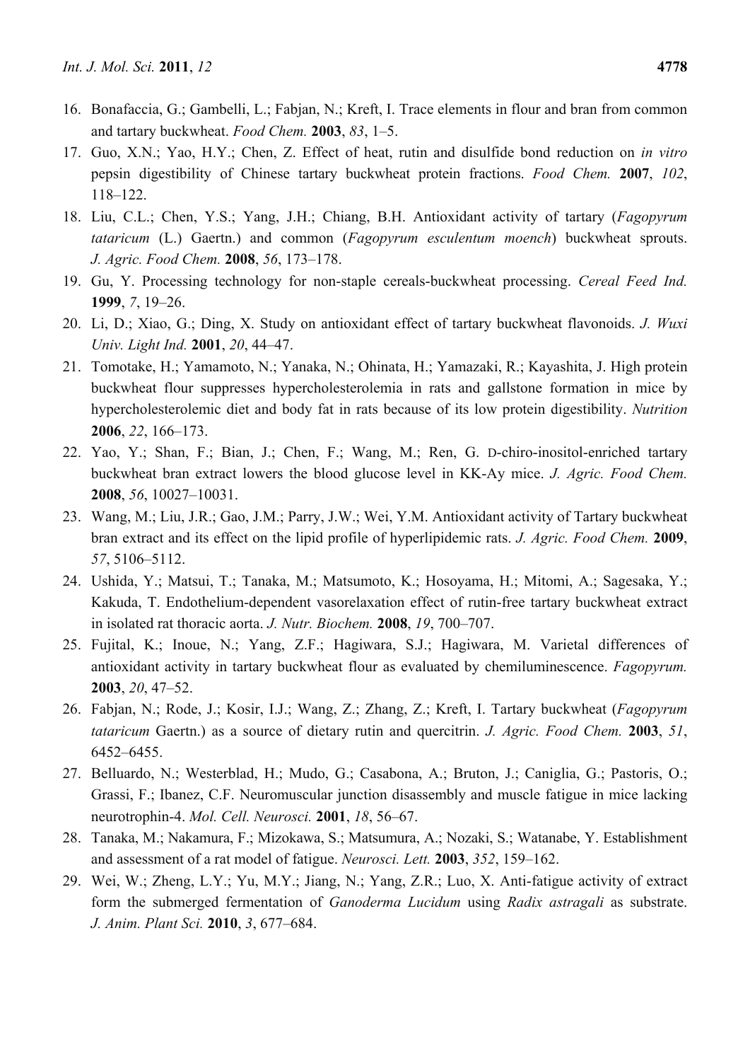16. Bonafaccia, G.; Gambelli, L.; Fabjan, N.; Kreft, I. Trace elements in flour and bran from common and tartary buckwheat. *Food Chem.* **2003**, *83*, 1–5.
17. Guo, X.N.; Yao, H.Y.; Chen, Z. Effect of heat, rutin and disulfide bond reduction on *in vitro* pepsin digestibility of Chinese tartary buckwheat protein fractions. *Food Chem.* **2007**, *102*, 118–122.
18. Liu, C.L.; Chen, Y.S.; Yang, J.H.; Chiang, B.H. Antioxidant activity of tartary (*Fagopyrum tataricum* (L.) Gaertn.) and common (*Fagopyrum esculentum moench*) buckwheat sprouts. *J. Agric. Food Chem.* **2008**, *56*, 173–178.
19. Gu, Y. Processing technology for non-staple cereals-buckwheat processing. *Cereal Feed Ind.* **1999**, *7*, 19–26.
20. Li, D.; Xiao, G.; Ding, X. Study on antioxidant effect of tartary buckwheat flavonoids. *J. Wuxi Univ. Light Ind.* **2001**, *20*, 44–47.
21. Tomotake, H.; Yamamoto, N.; Yanaka, N.; Ohinata, H.; Yamazaki, R.; Kayashita, J. High protein buckwheat flour suppresses hypercholesterolemia in rats and gallstone formation in mice by hypercholesterolemic diet and body fat in rats because of its low protein digestibility. *Nutrition* **2006**, *22*, 166–173.
22. Yao, Y.; Shan, F.; Bian, J.; Chen, F.; Wang, M.; Ren, G. D-chiro-inositol-enriched tartary buckwheat bran extract lowers the blood glucose level in KK-Ay mice. *J. Agric. Food Chem.* **2008**, *56*, 10027–10031.
23. Wang, M.; Liu, J.R.; Gao, J.M.; Parry, J.W.; Wei, Y.M. Antioxidant activity of Tartary buckwheat bran extract and its effect on the lipid profile of hyperlipidemic rats. *J. Agric. Food Chem.* **2009**, *57*, 5106–5112.
24. Ushida, Y.; Matsui, T.; Tanaka, M.; Matsumoto, K.; Hosoyama, H.; Mitomi, A.; Sagesaka, Y.; Kakuda, T. Endothelium-dependent vasorelaxation effect of rutin-free tartary buckwheat extract in isolated rat thoracic aorta. *J. Nutr. Biochem.* **2008**, *19*, 700–707.
25. Fujital, K.; Inoue, N.; Yang, Z.F.; Hagiwara, S.J.; Hagiwara, M. Varietal differences of antioxidant activity in tartary buckwheat flour as evaluated by chemiluminescence. *Fagopyrum.* **2003**, *20*, 47–52.
26. Fabjan, N.; Rode, J.; Kosir, I.J.; Wang, Z.; Zhang, Z.; Kreft, I. Tartary buckwheat (*Fagopyrum tataricum* Gaertn.) as a source of dietary rutin and quercitrin. *J. Agric. Food Chem.* **2003**, *51*, 6452–6455.
27. Belluardo, N.; Westerblad, H.; Mudo, G.; Casabona, A.; Bruton, J.; Caniglia, G.; Pastoris, O.; Grassi, F.; Ibanez, C.F. Neuromuscular junction disassembly and muscle fatigue in mice lacking neurotrophin-4. *Mol. Cell. Neurosci.* **2001**, *18*, 56–67.
28. Tanaka, M.; Nakamura, F.; Mizokawa, S.; Matsumura, A.; Nozaki, S.; Watanabe, Y. Establishment and assessment of a rat model of fatigue. *Neurosci. Lett.* **2003**, *352*, 159–162.
29. Wei, W.; Zheng, L.Y.; Yu, M.Y.; Jiang, N.; Yang, Z.R.; Luo, X. Anti-fatigue activity of extract form the submerged fermentation of *Ganoderma Lucidum* using *Radix astragali* as substrate. *J. Anim. Plant Sci.* **2010**, *3*, 677–684.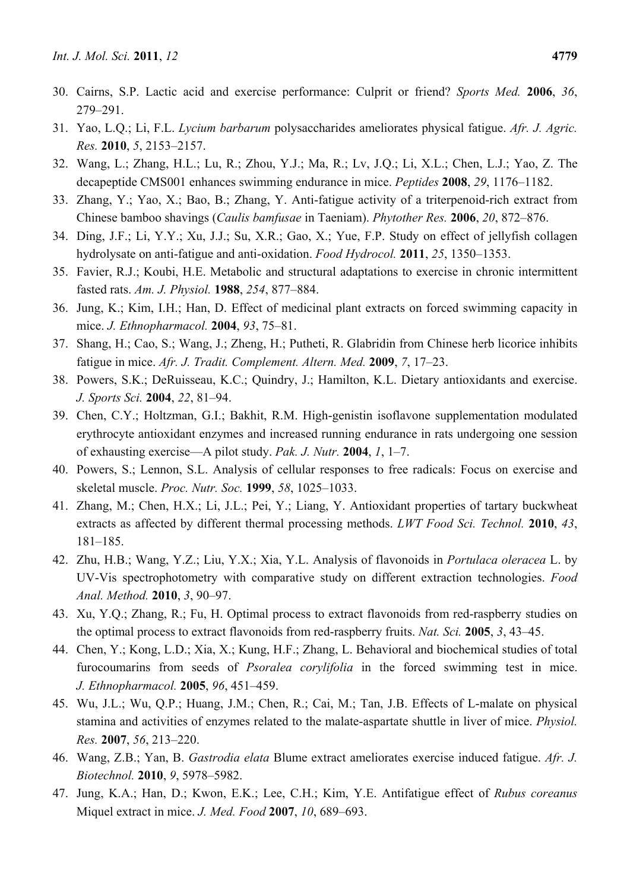30. Cairns, S.P. Lactic acid and exercise performance: Culprit or friend? *Sports Med.* **2006**, *36*, 279–291.
31. Yao, L.Q.; Li, F.L. *Lycium barbarum* polysaccharides ameliorates physical fatigue. *Afr. J. Agric. Res.* **2010**, *5*, 2153–2157.
32. Wang, L.; Zhang, H.L.; Lu, R.; Zhou, Y.J.; Ma, R.; Lv, J.Q.; Li, X.L.; Chen, L.J.; Yao, Z. The decapeptide CMS001 enhances swimming endurance in mice. *Peptides* **2008**, *29*, 1176–1182.
33. Zhang, Y.; Yao, X.; Bao, B.; Zhang, Y. Anti-fatigue activity of a triterpenoid-rich extract from Chinese bamboo shavings (*Caulis bamfusae* in Taeniam). *Phytother Res.* **2006**, *20*, 872–876.
34. Ding, J.F.; Li, Y.Y.; Xu, J.J.; Su, X.R.; Gao, X.; Yue, F.P. Study on effect of jellyfish collagen hydrolysate on anti-fatigue and anti-oxidation. *Food Hydrocol.* **2011**, *25*, 1350–1353.
35. Favier, R.J.; Koubi, H.E. Metabolic and structural adaptations to exercise in chronic intermittent fasted rats. *Am. J. Physiol.* **1988**, *254*, 877–884.
36. Jung, K.; Kim, I.H.; Han, D. Effect of medicinal plant extracts on forced swimming capacity in mice. *J. Ethnopharmacol.* **2004**, *93*, 75–81.
37. Shang, H.; Cao, S.; Wang, J.; Zheng, H.; Putheti, R. Glabridin from Chinese herb licorice inhibits fatigue in mice. *Afr. J. Tradit. Complement. Altern. Med.* **2009**, *7*, 17–23.
38. Powers, S.K.; DeRuisseau, K.C.; Quindry, J.; Hamilton, K.L. Dietary antioxidants and exercise. *J. Sports Sci.* **2004**, *22*, 81–94.
39. Chen, C.Y.; Holtzman, G.I.; Bakhit, R.M. High-genistin isoflavone supplementation modulated erythrocyte antioxidant enzymes and increased running endurance in rats undergoing one session of exhausting exercise—A pilot study. *Pak. J. Nutr.* **2004**, *1*, 1–7.
40. Powers, S.; Lennon, S.L. Analysis of cellular responses to free radicals: Focus on exercise and skeletal muscle. *Proc. Nutr. Soc.* **1999**, *58*, 1025–1033.
41. Zhang, M.; Chen, H.X.; Li, J.L.; Pei, Y.; Liang, Y. Antioxidant properties of tartary buckwheat extracts as affected by different thermal processing methods. *LWT Food Sci. Technol.* **2010**, *43*, 181–185.
42. Zhu, H.B.; Wang, Y.Z.; Liu, Y.X.; Xia, Y.L. Analysis of flavonoids in *Portulaca oleracea* L. by UV-Vis spectrophotometry with comparative study on different extraction technologies. *Food Anal. Method.* **2010**, *3*, 90–97.
43. Xu, Y.Q.; Zhang, R.; Fu, H. Optimal process to extract flavonoids from red-raspberry studies on the optimal process to extract flavonoids from red-raspberry fruits. *Nat. Sci.* **2005**, *3*, 43–45.
44. Chen, Y.; Kong, L.D.; Xia, X.; Kung, H.F.; Zhang, L. Behavioral and biochemical studies of total furocoumarins from seeds of *Psoralea corylifolia* in the forced swimming test in mice. *J. Ethnopharmacol.* **2005**, *96*, 451–459.
45. Wu, J.L.; Wu, Q.P.; Huang, J.M.; Chen, R.; Cai, M.; Tan, J.B. Effects of L-malate on physical stamina and activities of enzymes related to the malate-aspartate shuttle in liver of mice. *Physiol. Res.* **2007**, *56*, 213–220.
46. Wang, Z.B.; Yan, B. *Gastrodia elata* Blume extract ameliorates exercise induced fatigue. *Afr. J. Biotechnol.* **2010**, *9*, 5978–5982.
47. Jung, K.A.; Han, D.; Kwon, E.K.; Lee, C.H.; Kim, Y.E. Antifatigue effect of *Rubus coreanus* Miquel extract in mice. *J. Med. Food* **2007**, *10*, 689–693.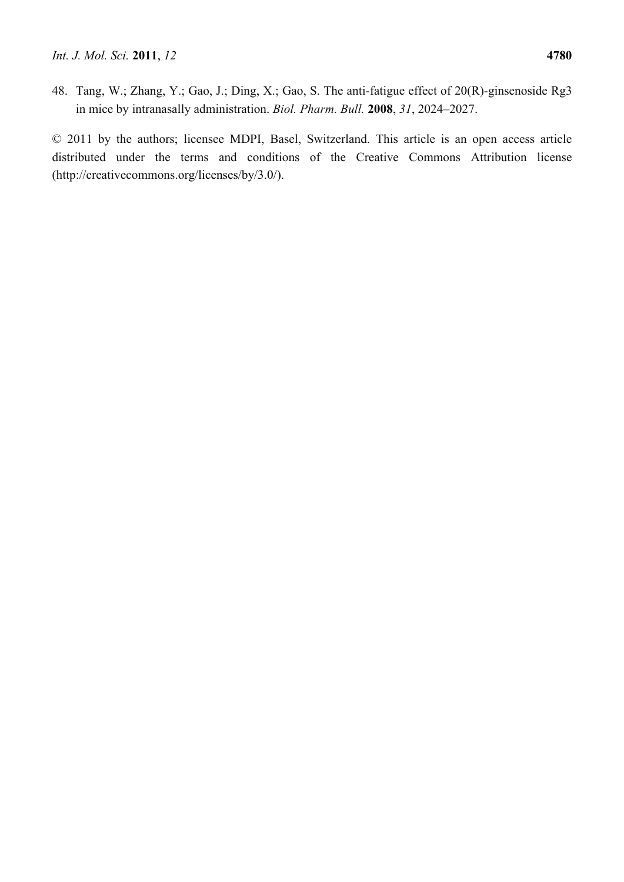48. Tang, W.; Zhang, Y.; Gao, J.; Ding, X.; Gao, S. The anti-fatigue effect of 20(R)-ginsenoside Rg3 in mice by intranasally administration. *Biol. Pharm. Bull.* **2008**, *31*, 2024–2027.

© 2011 by the authors; licensee MDPI, Basel, Switzerland. This article is an open access article distributed under the terms and conditions of the Creative Commons Attribution license (http://creativecommons.org/licenses/by/3.0/).